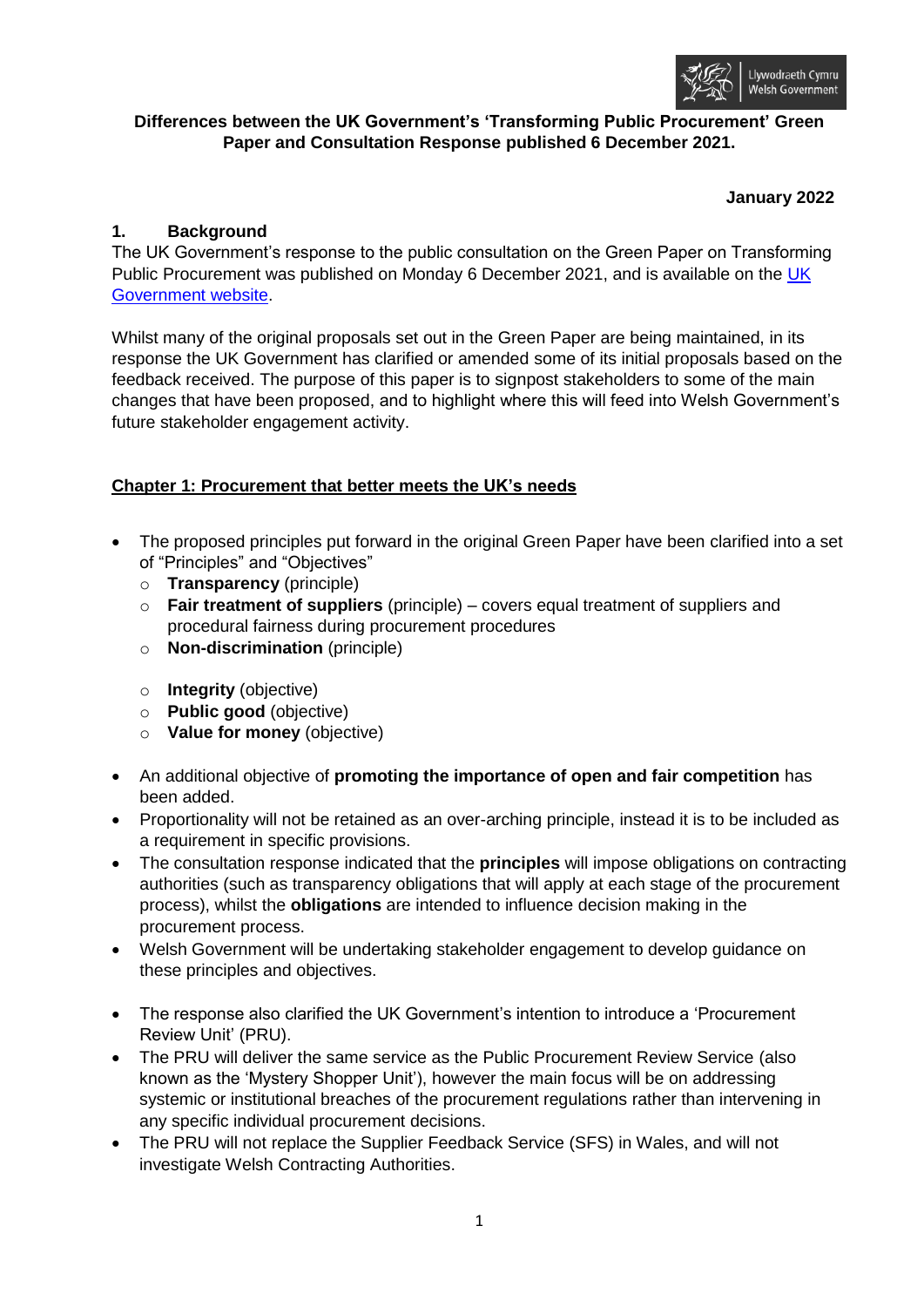**Differences between the UK Government's 'Transforming Public Procurement' Green Paper and Consultation Response published 6 December 2021.**

**January 2022**

## 1. Background

The UK Government's response to the public consultation on the Green Paper on Transforming Public Procurement was published on Monday 6 December 2021, and is available on the UK Government website.

Whilst many of the original proposals set out in the Green Paper are being maintained, in its response the UK Government has clarified or amended some of its initial proposals based on the feedback received. The purpose of this paper is to signpost stakeholders to some of the main changes that have been proposed, and to highlight where this will feed into Welsh Government's future stakeholder engagement activity.

## Chapter 1: Procurement that better meets the UK's needs

- The proposed principles put forward in the original Green Paper have been clarified into a set of "Principles" and "Objectives"
  - **Transparency** (principle)
  - **Fair treatment of suppliers** (principle) – covers equal treatment of suppliers and procedural fairness during procurement procedures
  - **Non-discrimination** (principle)

  - **Integrity** (objective)
  - **Public good** (objective)
  - **Value for money** (objective)
- An additional objective of **promoting the importance of open and fair competition** has been added.
- Proportionality will not be retained as an over-arching principle, instead it is to be included as a requirement in specific provisions.
- The consultation response indicated that the **principles** will impose obligations on contracting authorities (such as transparency obligations that will apply at each stage of the procurement process), whilst the **obligations** are intended to influence decision making in the procurement process.
- Welsh Government will be undertaking stakeholder engagement to develop guidance on these principles and objectives.

- The response also clarified the UK Government's intention to introduce a 'Procurement Review Unit' (PRU).
- The PRU will deliver the same service as the Public Procurement Review Service (also known as the 'Mystery Shopper Unit'), however the main focus will be on addressing systemic or institutional breaches of the procurement regulations rather than intervening in any specific individual procurement decisions.
- The PRU will not replace the Supplier Feedback Service (SFS) in Wales, and will not investigate Welsh Contracting Authorities.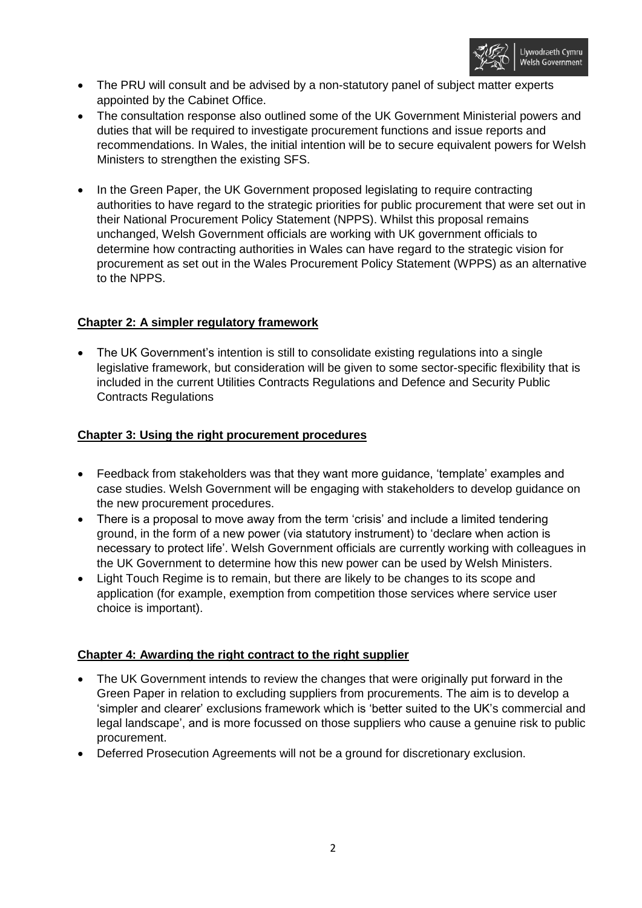- The PRU will consult and be advised by a non-statutory panel of subject matter experts appointed by the Cabinet Office.
- The consultation response also outlined some of the UK Government Ministerial powers and duties that will be required to investigate procurement functions and issue reports and recommendations. In Wales, the initial intention will be to secure equivalent powers for Welsh Ministers to strengthen the existing SFS.

- In the Green Paper, the UK Government proposed legislating to require contracting authorities to have regard to the strategic priorities for public procurement that were set out in their National Procurement Policy Statement (NPPS). Whilst this proposal remains unchanged, Welsh Government officials are working with UK government officials to determine how contracting authorities in Wales can have regard to the strategic vision for procurement as set out in the Wales Procurement Policy Statement (WPPS) as an alternative to the NPPS.

## Chapter 2: A simpler regulatory framework

- The UK Government's intention is still to consolidate existing regulations into a single legislative framework, but consideration will be given to some sector-specific flexibility that is included in the current Utilities Contracts Regulations and Defence and Security Public Contracts Regulations

## Chapter 3: Using the right procurement procedures

- Feedback from stakeholders was that they want more guidance, 'template' examples and case studies. Welsh Government will be engaging with stakeholders to develop guidance on the new procurement procedures.
- There is a proposal to move away from the term 'crisis' and include a limited tendering ground, in the form of a new power (via statutory instrument) to 'declare when action is necessary to protect life'. Welsh Government officials are currently working with colleagues in the UK Government to determine how this new power can be used by Welsh Ministers.
- Light Touch Regime is to remain, but there are likely to be changes to its scope and application (for example, exemption from competition those services where service user choice is important).

## Chapter 4: Awarding the right contract to the right supplier

- The UK Government intends to review the changes that were originally put forward in the Green Paper in relation to excluding suppliers from procurements. The aim is to develop a 'simpler and clearer' exclusions framework which is 'better suited to the UK's commercial and legal landscape', and is more focussed on those suppliers who cause a genuine risk to public procurement.
- Deferred Prosecution Agreements will not be a ground for discretionary exclusion.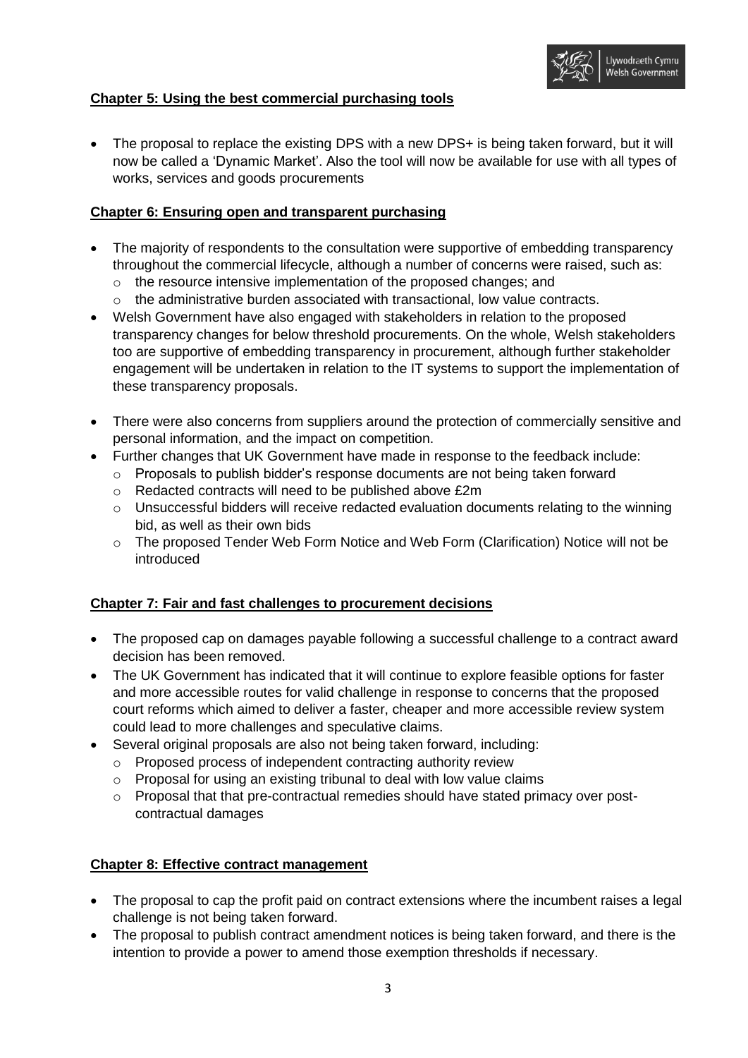**Chapter 5: Using the best commercial purchasing tools**

- The proposal to replace the existing DPS with a new DPS+ is being taken forward, but it will now be called a 'Dynamic Market'. Also the tool will now be available for use with all types of works, services and goods procurements

**Chapter 6: Ensuring open and transparent purchasing**

- The majority of respondents to the consultation were supportive of embedding transparency throughout the commercial lifecycle, although a number of concerns were raised, such as:
  - the resource intensive implementation of the proposed changes; and
  - the administrative burden associated with transactional, low value contracts.
- Welsh Government have also engaged with stakeholders in relation to the proposed transparency changes for below threshold procurements. On the whole, Welsh stakeholders too are supportive of embedding transparency in procurement, although further stakeholder engagement will be undertaken in relation to the IT systems to support the implementation of these transparency proposals.

- There were also concerns from suppliers around the protection of commercially sensitive and personal information, and the impact on competition.
- Further changes that UK Government have made in response to the feedback include:
  - Proposals to publish bidder's response documents are not being taken forward
  - Redacted contracts will need to be published above £2m
  - Unsuccessful bidders will receive redacted evaluation documents relating to the winning bid, as well as their own bids
  - The proposed Tender Web Form Notice and Web Form (Clarification) Notice will not be introduced

**Chapter 7: Fair and fast challenges to procurement decisions**

- The proposed cap on damages payable following a successful challenge to a contract award decision has been removed.
- The UK Government has indicated that it will continue to explore feasible options for faster and more accessible routes for valid challenge in response to concerns that the proposed court reforms which aimed to deliver a faster, cheaper and more accessible review system could lead to more challenges and speculative claims.
- Several original proposals are also not being taken forward, including:
  - Proposed process of independent contracting authority review
  - Proposal for using an existing tribunal to deal with low value claims
  - Proposal that that pre-contractual remedies should have stated primacy over post-contractual damages

**Chapter 8: Effective contract management**

- The proposal to cap the profit paid on contract extensions where the incumbent raises a legal challenge is not being taken forward.
- The proposal to publish contract amendment notices is being taken forward, and there is the intention to provide a power to amend those exemption thresholds if necessary.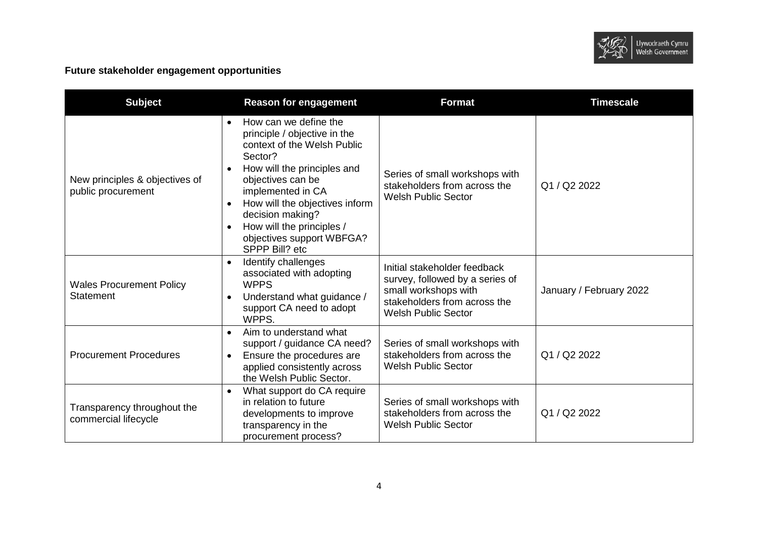**Future stakeholder engagement opportunities**

| Subject | Reason for engagement | Format | Timescale |
|---|---|---|---|
| New principles & objectives of public procurement | • How can we define the principle / objective in the context of the Welsh Public Sector?<br>• How will the principles and objectives can be implemented in CA<br>• How will the objectives inform decision making?<br>• How will the principles / objectives support WBFGA? SPPP Bill? etc | Series of small workshops with stakeholders from across the Welsh Public Sector | Q1 / Q2 2022 |
| Wales Procurement Policy Statement | • Identify challenges associated with adopting WPPS<br>• Understand what guidance / support CA need to adopt WPPS. | Initial stakeholder feedback survey, followed by a series of small workshops with stakeholders from across the Welsh Public Sector | January / February 2022 |
| Procurement Procedures | • Aim to understand what support / guidance CA need?<br>• Ensure the procedures are applied consistently across the Welsh Public Sector. | Series of small workshops with stakeholders from across the Welsh Public Sector | Q1 / Q2 2022 |
| Transparency throughout the commercial lifecycle | • What support do CA require in relation to future developments to improve transparency in the procurement process? | Series of small workshops with stakeholders from across the Welsh Public Sector | Q1 / Q2 2022 |